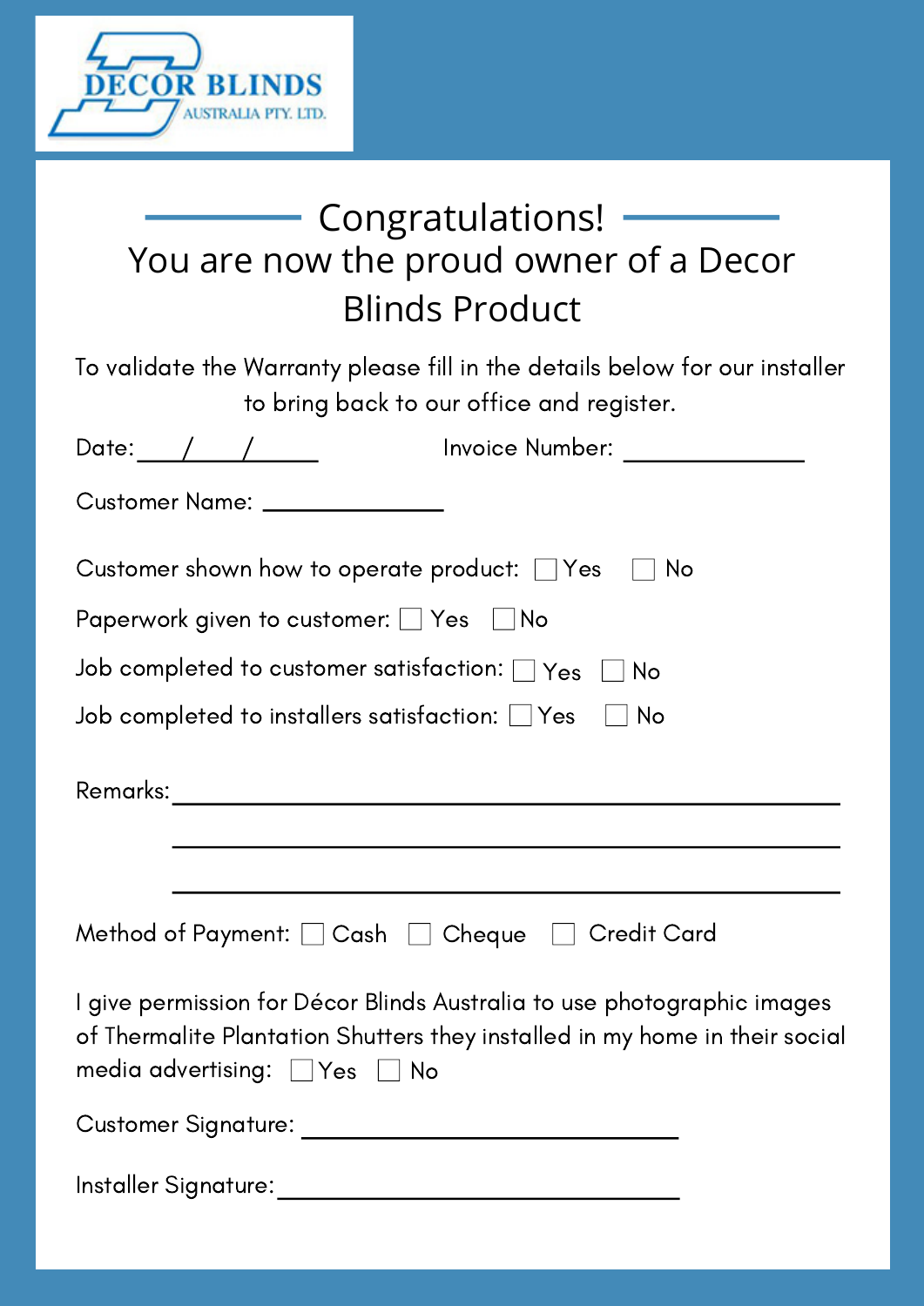DECOR BLINDS
AUSTRALIA PTY. LTD.

# Congratulations!

## You are now the proud owner of a Decor Blinds Product

To validate the Warranty please fill in the details below for our installer to bring back to our office and register.

Date: ____/____/______ Invoice Number: ______________

Customer Name: ______________

Customer shown how to operate product: ☐ Yes ☐ No

Paperwork given to customer: ☐ Yes ☐ No

Job completed to customer satisfaction: ☐ Yes ☐ No

Job completed to installers satisfaction: ☐ Yes ☐ No

Remarks: ____________________________________________

____________________________________________

____________________________________________

Method of Payment: ☐ Cash ☐ Cheque ☐ Credit Card

I give permission for Décor Blinds Australia to use photographic images of Thermalite Plantation Shutters they installed in my home in their social media advertising: ☐ Yes ☐ No

Customer Signature: ______________________________

Installer Signature: ______________________________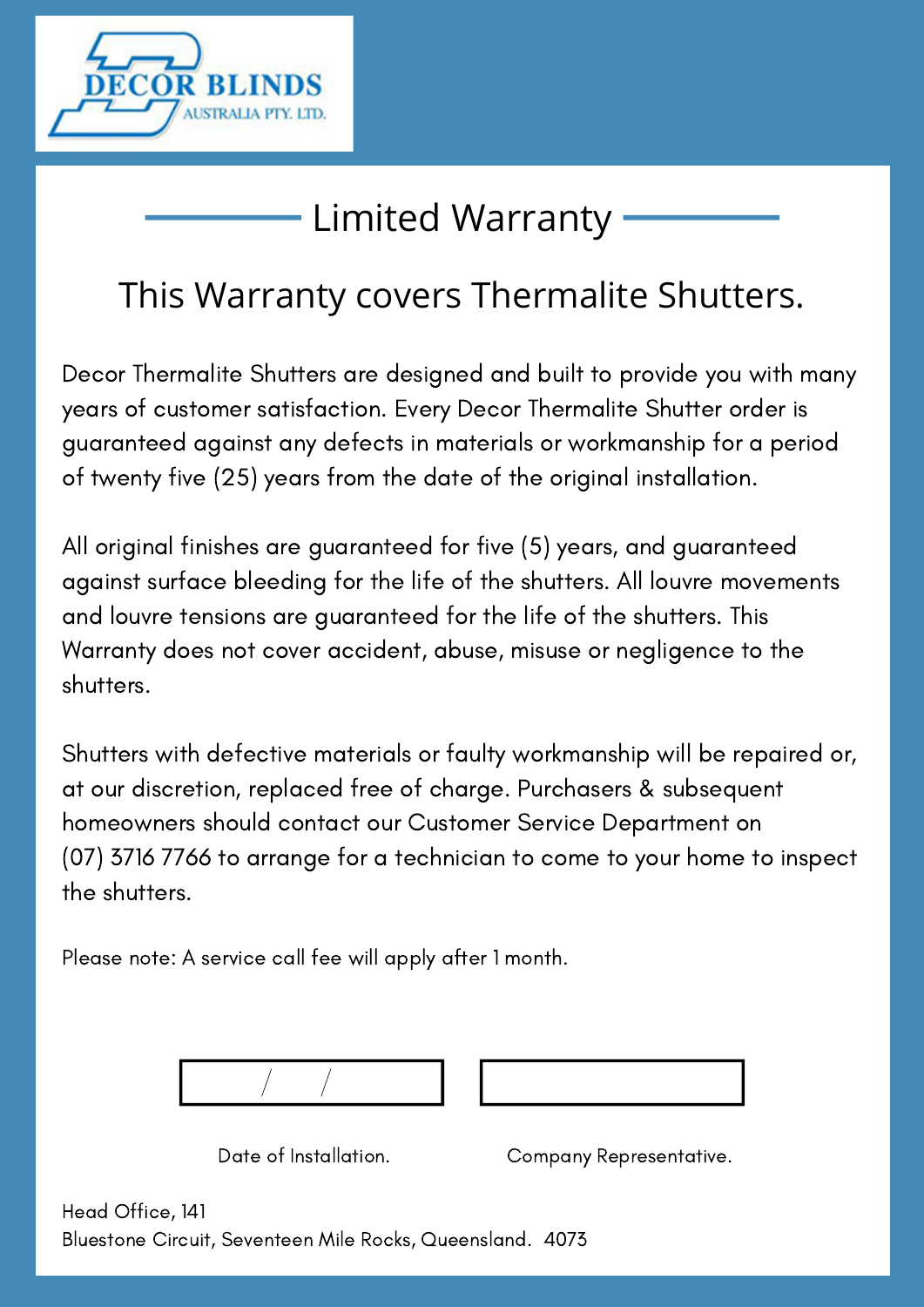DECOR BLINDS
AUSTRALIA PTY. LTD.

# Limited Warranty

## This Warranty covers Thermalite Shutters.

Decor Thermalite Shutters are designed and built to provide you with many years of customer satisfaction. Every Decor Thermalite Shutter order is guaranteed against any defects in materials or workmanship for a period of twenty five (25) years from the date of the original installation.

All original finishes are guaranteed for five (5) years, and guaranteed against surface bleeding for the life of the shutters. All louvre movements and louvre tensions are guaranteed for the life of the shutters. This Warranty does not cover accident, abuse, misuse or negligence to the shutters.

Shutters with defective materials or faulty workmanship will be repaired or, at our discretion, replaced free of charge. Purchasers & subsequent homeowners should contact our Customer Service Department on (07) 3716 7766 to arrange for a technician to come to your home to inspect the shutters.

Please note: A service call fee will apply after 1 month.

| / / | |
| --- | --- |
| Date of Installation. | Company Representative. |

Head Office, 141
Bluestone Circuit, Seventeen Mile Rocks, Queensland. 4073